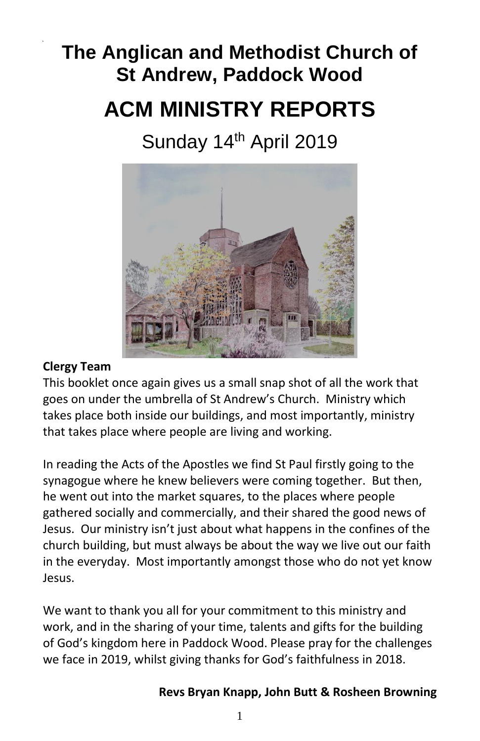# The Anglican and Methodist Church of St Andrew, Paddock Wood

# ACM MINISTRY REPORTS

## Sunday 14th April 2019

**Clergy Team**

This booklet once again gives us a small snap shot of all the work that goes on under the umbrella of St Andrew's Church. Ministry which takes place both inside our buildings, and most importantly, ministry that takes place where people are living and working.

In reading the Acts of the Apostles we find St Paul firstly going to the synagogue where he knew believers were coming together. But then, he went out into the market squares, to the places where people gathered socially and commercially, and their shared the good news of Jesus. Our ministry isn't just about what happens in the confines of the church building, but must always be about the way we live out our faith in the everyday. Most importantly amongst those who do not yet know Jesus.

We want to thank you all for your commitment to this ministry and work, and in the sharing of your time, talents and gifts for the building of God's kingdom here in Paddock Wood. Please pray for the challenges we face in 2019, whilst giving thanks for God's faithfulness in 2018.

**Revs Bryan Knapp, John Butt & Rosheen Browning**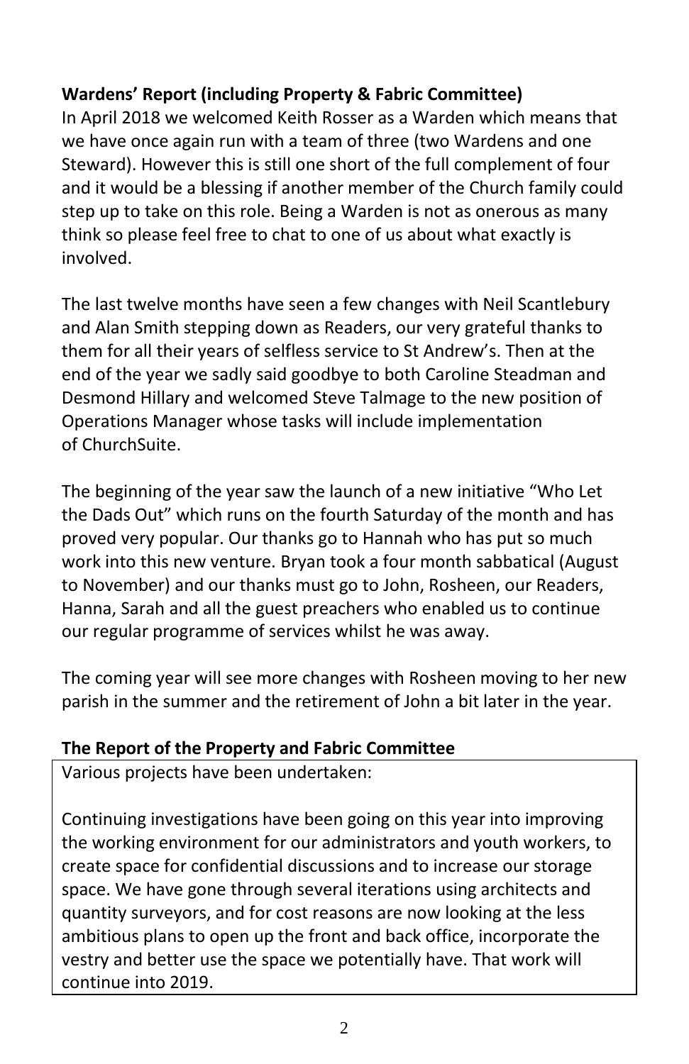**Wardens' Report (including Property & Fabric Committee)**

In April 2018 we welcomed Keith Rosser as a Warden which means that we have once again run with a team of three (two Wardens and one Steward). However this is still one short of the full complement of four and it would be a blessing if another member of the Church family could step up to take on this role. Being a Warden is not as onerous as many think so please feel free to chat to one of us about what exactly is involved.

The last twelve months have seen a few changes with Neil Scantlebury and Alan Smith stepping down as Readers, our very grateful thanks to them for all their years of selfless service to St Andrew's. Then at the end of the year we sadly said goodbye to both Caroline Steadman and Desmond Hillary and welcomed Steve Talmage to the new position of Operations Manager whose tasks will include implementation of ChurchSuite.

The beginning of the year saw the launch of a new initiative "Who Let the Dads Out" which runs on the fourth Saturday of the month and has proved very popular. Our thanks go to Hannah who has put so much work into this new venture. Bryan took a four month sabbatical (August to November) and our thanks must go to John, Rosheen, our Readers, Hanna, Sarah and all the guest preachers who enabled us to continue our regular programme of services whilst he was away.

The coming year will see more changes with Rosheen moving to her new parish in the summer and the retirement of John a bit later in the year.

**The Report of the Property and Fabric Committee**

Various projects have been undertaken:

Continuing investigations have been going on this year into improving the working environment for our administrators and youth workers, to create space for confidential discussions and to increase our storage space. We have gone through several iterations using architects and quantity surveyors, and for cost reasons are now looking at the less ambitious plans to open up the front and back office, incorporate the vestry and better use the space we potentially have. That work will continue into 2019.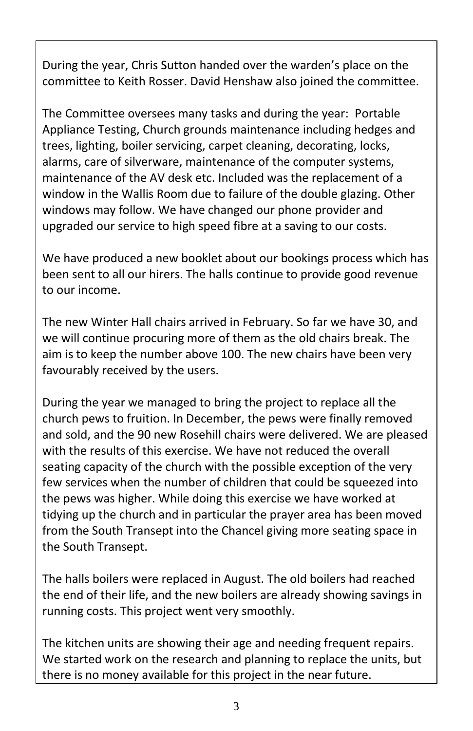During the year, Chris Sutton handed over the warden's place on the committee to Keith Rosser. David Henshaw also joined the committee.

The Committee oversees many tasks and during the year: Portable Appliance Testing, Church grounds maintenance including hedges and trees, lighting, boiler servicing, carpet cleaning, decorating, locks, alarms, care of silverware, maintenance of the computer systems, maintenance of the AV desk etc. Included was the replacement of a window in the Wallis Room due to failure of the double glazing. Other windows may follow. We have changed our phone provider and upgraded our service to high speed fibre at a saving to our costs.

We have produced a new booklet about our bookings process which has been sent to all our hirers. The halls continue to provide good revenue to our income.

The new Winter Hall chairs arrived in February. So far we have 30, and we will continue procuring more of them as the old chairs break. The aim is to keep the number above 100. The new chairs have been very favourably received by the users.

During the year we managed to bring the project to replace all the church pews to fruition. In December, the pews were finally removed and sold, and the 90 new Rosehill chairs were delivered. We are pleased with the results of this exercise. We have not reduced the overall seating capacity of the church with the possible exception of the very few services when the number of children that could be squeezed into the pews was higher. While doing this exercise we have worked at tidying up the church and in particular the prayer area has been moved from the South Transept into the Chancel giving more seating space in the South Transept.

The halls boilers were replaced in August. The old boilers had reached the end of their life, and the new boilers are already showing savings in running costs. This project went very smoothly.

The kitchen units are showing their age and needing frequent repairs. We started work on the research and planning to replace the units, but there is no money available for this project in the near future.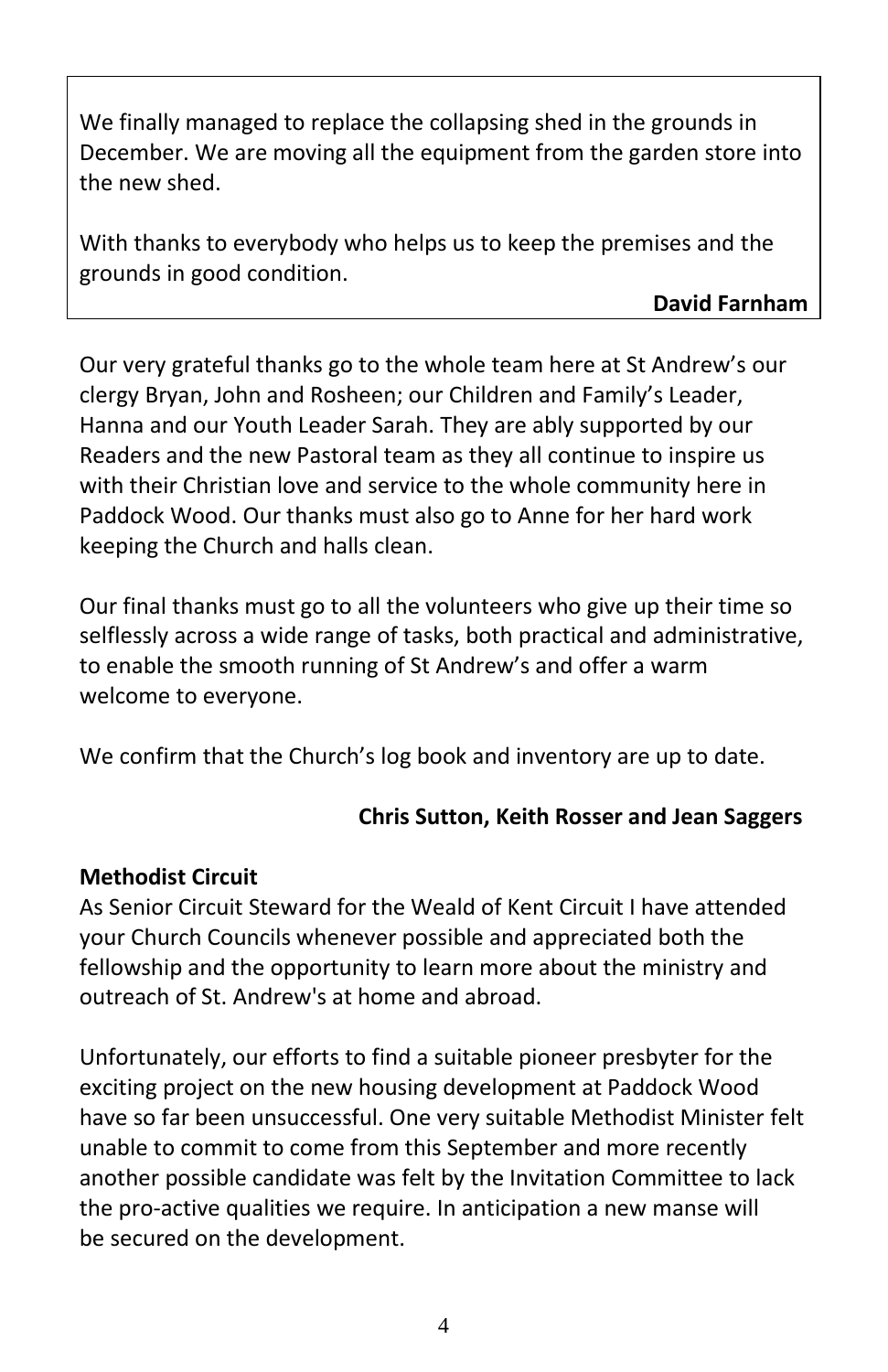We finally managed to replace the collapsing shed in the grounds in December. We are moving all the equipment from the garden store into the new shed.

With thanks to everybody who helps us to keep the premises and the grounds in good condition.

**David Farnham**

Our very grateful thanks go to the whole team here at St Andrew's our clergy Bryan, John and Rosheen; our Children and Family's Leader, Hanna and our Youth Leader Sarah. They are ably supported by our Readers and the new Pastoral team as they all continue to inspire us with their Christian love and service to the whole community here in Paddock Wood. Our thanks must also go to Anne for her hard work keeping the Church and halls clean.

Our final thanks must go to all the volunteers who give up their time so selflessly across a wide range of tasks, both practical and administrative, to enable the smooth running of St Andrew's and offer a warm welcome to everyone.

We confirm that the Church's log book and inventory are up to date.

**Chris Sutton, Keith Rosser and Jean Saggers**

**Methodist Circuit**

As Senior Circuit Steward for the Weald of Kent Circuit I have attended your Church Councils whenever possible and appreciated both the fellowship and the opportunity to learn more about the ministry and outreach of St. Andrew's at home and abroad.

Unfortunately, our efforts to find a suitable pioneer presbyter for the exciting project on the new housing development at Paddock Wood have so far been unsuccessful. One very suitable Methodist Minister felt unable to commit to come from this September and more recently another possible candidate was felt by the Invitation Committee to lack the pro-active qualities we require. In anticipation a new manse will be secured on the development.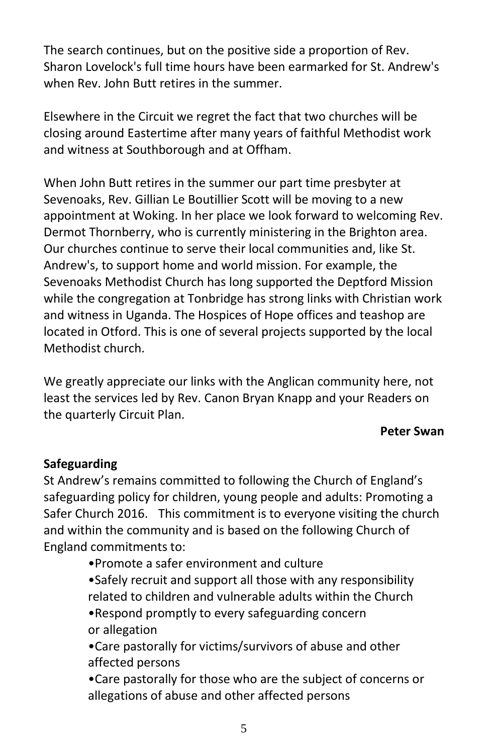The search continues, but on the positive side a proportion of Rev. Sharon Lovelock's full time hours have been earmarked for St. Andrew's when Rev. John Butt retires in the summer.

Elsewhere in the Circuit we regret the fact that two churches will be closing around Eastertime after many years of faithful Methodist work and witness at Southborough and at Offham.

When John Butt retires in the summer our part time presbyter at Sevenoaks, Rev. Gillian Le Boutillier Scott will be moving to a new appointment at Woking. In her place we look forward to welcoming Rev. Dermot Thornberry, who is currently ministering in the Brighton area. Our churches continue to serve their local communities and, like St. Andrew's, to support home and world mission. For example, the Sevenoaks Methodist Church has long supported the Deptford Mission while the congregation at Tonbridge has strong links with Christian work and witness in Uganda. The Hospices of Hope offices and teashop are located in Otford. This is one of several projects supported by the local Methodist church.

We greatly appreciate our links with the Anglican community here, not least the services led by Rev. Canon Bryan Knapp and your Readers on the quarterly Circuit Plan.

**Peter Swan**

**Safeguarding**

St Andrew's remains committed to following the Church of England's safeguarding policy for children, young people and adults: Promoting a Safer Church 2016. This commitment is to everyone visiting the church and within the community and is based on the following Church of England commitments to:

- Promote a safer environment and culture
- Safely recruit and support all those with any responsibility related to children and vulnerable adults within the Church
- Respond promptly to every safeguarding concern or allegation
- Care pastorally for victims/survivors of abuse and other affected persons
- Care pastorally for those who are the subject of concerns or allegations of abuse and other affected persons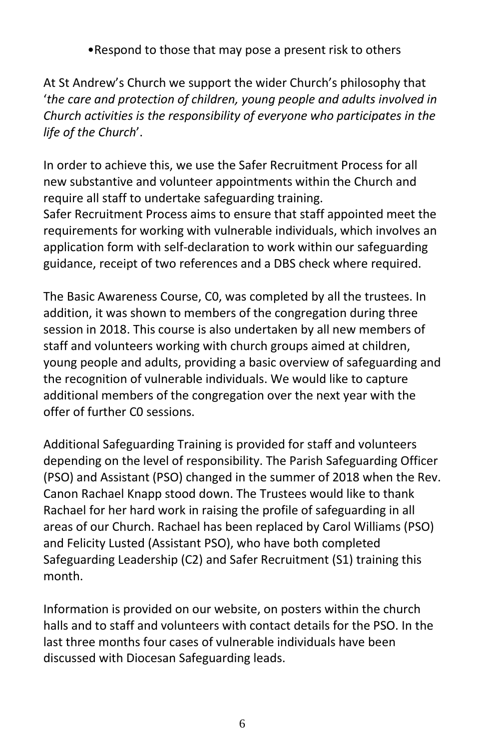- Respond to those that may pose a present risk to others

At St Andrew's Church we support the wider Church's philosophy that '*the care and protection of children, young people and adults involved in Church activities is the responsibility of everyone who participates in the life of the Church*'.

In order to achieve this, we use the Safer Recruitment Process for all new substantive and volunteer appointments within the Church and require all staff to undertake safeguarding training.
Safer Recruitment Process aims to ensure that staff appointed meet the requirements for working with vulnerable individuals, which involves an application form with self-declaration to work within our safeguarding guidance, receipt of two references and a DBS check where required.

The Basic Awareness Course, C0, was completed by all the trustees. In addition, it was shown to members of the congregation during three session in 2018. This course is also undertaken by all new members of staff and volunteers working with church groups aimed at children, young people and adults, providing a basic overview of safeguarding and the recognition of vulnerable individuals. We would like to capture additional members of the congregation over the next year with the offer of further C0 sessions.

Additional Safeguarding Training is provided for staff and volunteers depending on the level of responsibility. The Parish Safeguarding Officer (PSO) and Assistant (PSO) changed in the summer of 2018 when the Rev. Canon Rachael Knapp stood down. The Trustees would like to thank Rachael for her hard work in raising the profile of safeguarding in all areas of our Church. Rachael has been replaced by Carol Williams (PSO) and Felicity Lusted (Assistant PSO), who have both completed Safeguarding Leadership (C2) and Safer Recruitment (S1) training this month.

Information is provided on our website, on posters within the church halls and to staff and volunteers with contact details for the PSO. In the last three months four cases of vulnerable individuals have been discussed with Diocesan Safeguarding leads.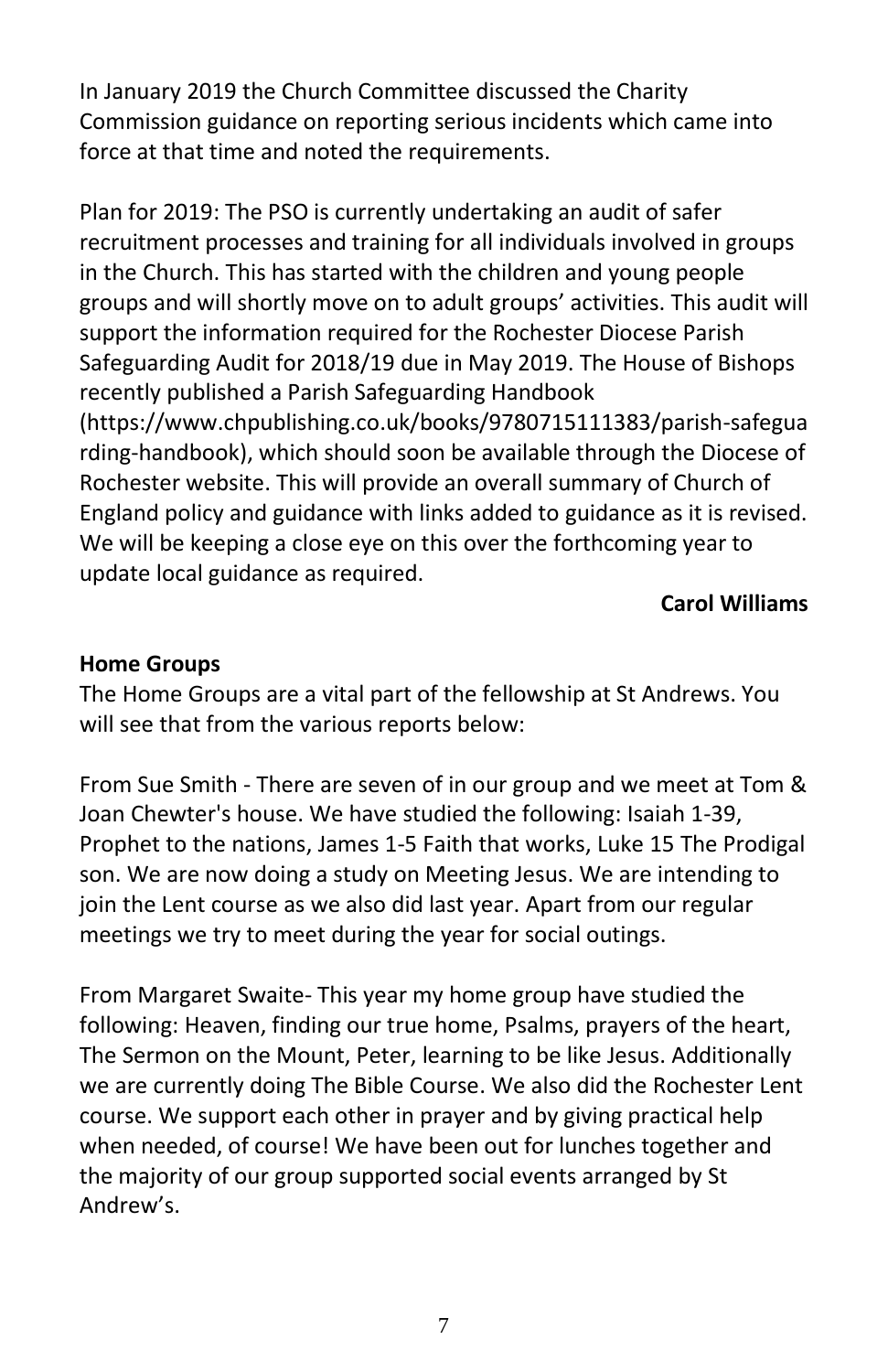In January 2019 the Church Committee discussed the Charity Commission guidance on reporting serious incidents which came into force at that time and noted the requirements.

Plan for 2019: The PSO is currently undertaking an audit of safer recruitment processes and training for all individuals involved in groups in the Church. This has started with the children and young people groups and will shortly move on to adult groups' activities. This audit will support the information required for the Rochester Diocese Parish Safeguarding Audit for 2018/19 due in May 2019. The House of Bishops recently published a Parish Safeguarding Handbook (https://www.chpublishing.co.uk/books/9780715111383/parish-safeguarding-handbook), which should soon be available through the Diocese of Rochester website. This will provide an overall summary of Church of England policy and guidance with links added to guidance as it is revised. We will be keeping a close eye on this over the forthcoming year to update local guidance as required.

**Carol Williams**

**Home Groups**

The Home Groups are a vital part of the fellowship at St Andrews. You will see that from the various reports below:

From Sue Smith - There are seven of in our group and we meet at Tom & Joan Chewter's house. We have studied the following: Isaiah 1-39, Prophet to the nations, James 1-5 Faith that works, Luke 15 The Prodigal son. We are now doing a study on Meeting Jesus. We are intending to join the Lent course as we also did last year. Apart from our regular meetings we try to meet during the year for social outings.

From Margaret Swaite- This year my home group have studied the following: Heaven, finding our true home, Psalms, prayers of the heart, The Sermon on the Mount, Peter, learning to be like Jesus. Additionally we are currently doing The Bible Course. We also did the Rochester Lent course. We support each other in prayer and by giving practical help when needed, of course! We have been out for lunches together and the majority of our group supported social events arranged by St Andrew's.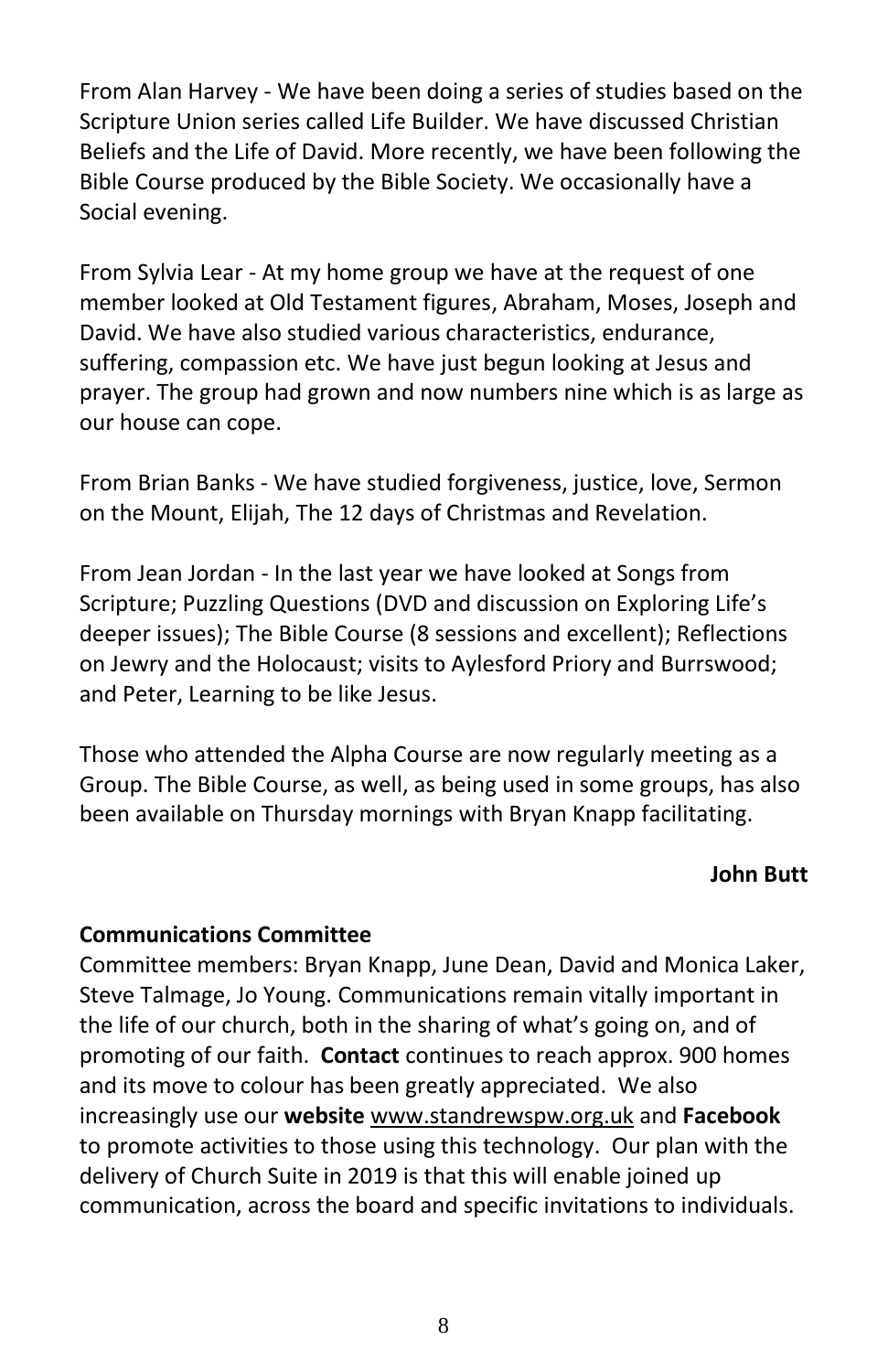From Alan Harvey - We have been doing a series of studies based on the Scripture Union series called Life Builder. We have discussed Christian Beliefs and the Life of David. More recently, we have been following the Bible Course produced by the Bible Society. We occasionally have a Social evening.

From Sylvia Lear - At my home group we have at the request of one member looked at Old Testament figures, Abraham, Moses, Joseph and David. We have also studied various characteristics, endurance, suffering, compassion etc. We have just begun looking at Jesus and prayer. The group had grown and now numbers nine which is as large as our house can cope.

From Brian Banks - We have studied forgiveness, justice, love, Sermon on the Mount, Elijah, The 12 days of Christmas and Revelation.

From Jean Jordan - In the last year we have looked at Songs from Scripture; Puzzling Questions (DVD and discussion on Exploring Life's deeper issues); The Bible Course (8 sessions and excellent); Reflections on Jewry and the Holocaust; visits to Aylesford Priory and Burrswood; and Peter, Learning to be like Jesus.

Those who attended the Alpha Course are now regularly meeting as a Group. The Bible Course, as well, as being used in some groups, has also been available on Thursday mornings with Bryan Knapp facilitating.

**John Butt**

**Communications Committee**

Committee members: Bryan Knapp, June Dean, David and Monica Laker, Steve Talmage, Jo Young. Communications remain vitally important in the life of our church, both in the sharing of what's going on, and of promoting of our faith. **Contact** continues to reach approx. 900 homes and its move to colour has been greatly appreciated. We also increasingly use our **website** www.standrewspw.org.uk and **Facebook** to promote activities to those using this technology. Our plan with the delivery of Church Suite in 2019 is that this will enable joined up communication, across the board and specific invitations to individuals.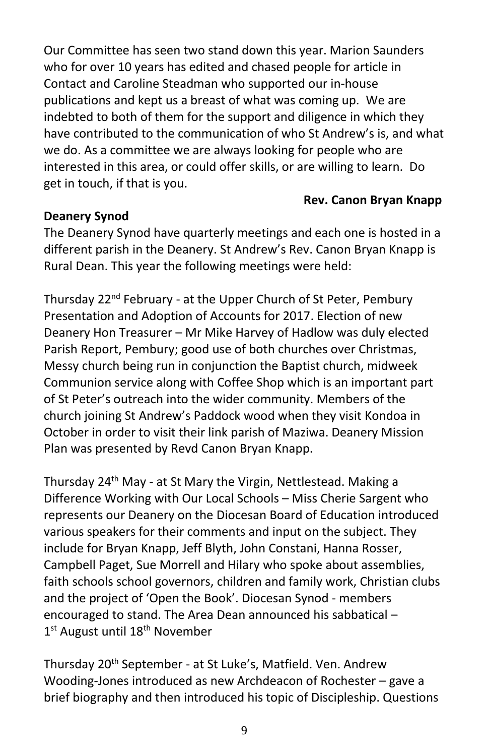Our Committee has seen two stand down this year. Marion Saunders who for over 10 years has edited and chased people for article in Contact and Caroline Steadman who supported our in-house publications and kept us a breast of what was coming up. We are indebted to both of them for the support and diligence in which they have contributed to the communication of who St Andrew's is, and what we do. As a committee we are always looking for people who are interested in this area, or could offer skills, or are willing to learn. Do get in touch, if that is you.

**Rev. Canon Bryan Knapp**

**Deanery Synod**

The Deanery Synod have quarterly meetings and each one is hosted in a different parish in the Deanery. St Andrew's Rev. Canon Bryan Knapp is Rural Dean. This year the following meetings were held:

Thursday 22nd February - at the Upper Church of St Peter, Pembury Presentation and Adoption of Accounts for 2017. Election of new Deanery Hon Treasurer – Mr Mike Harvey of Hadlow was duly elected Parish Report, Pembury; good use of both churches over Christmas, Messy church being run in conjunction the Baptist church, midweek Communion service along with Coffee Shop which is an important part of St Peter's outreach into the wider community. Members of the church joining St Andrew's Paddock wood when they visit Kondoa in October in order to visit their link parish of Maziwa. Deanery Mission Plan was presented by Revd Canon Bryan Knapp.

Thursday 24th May - at St Mary the Virgin, Nettlestead. Making a Difference Working with Our Local Schools – Miss Cherie Sargent who represents our Deanery on the Diocesan Board of Education introduced various speakers for their comments and input on the subject. They include for Bryan Knapp, Jeff Blyth, John Constani, Hanna Rosser, Campbell Paget, Sue Morrell and Hilary who spoke about assemblies, faith schools school governors, children and family work, Christian clubs and the project of 'Open the Book'. Diocesan Synod - members encouraged to stand. The Area Dean announced his sabbatical – 1st August until 18th November

Thursday 20th September - at St Luke's, Matfield. Ven. Andrew Wooding-Jones introduced as new Archdeacon of Rochester – gave a brief biography and then introduced his topic of Discipleship. Questions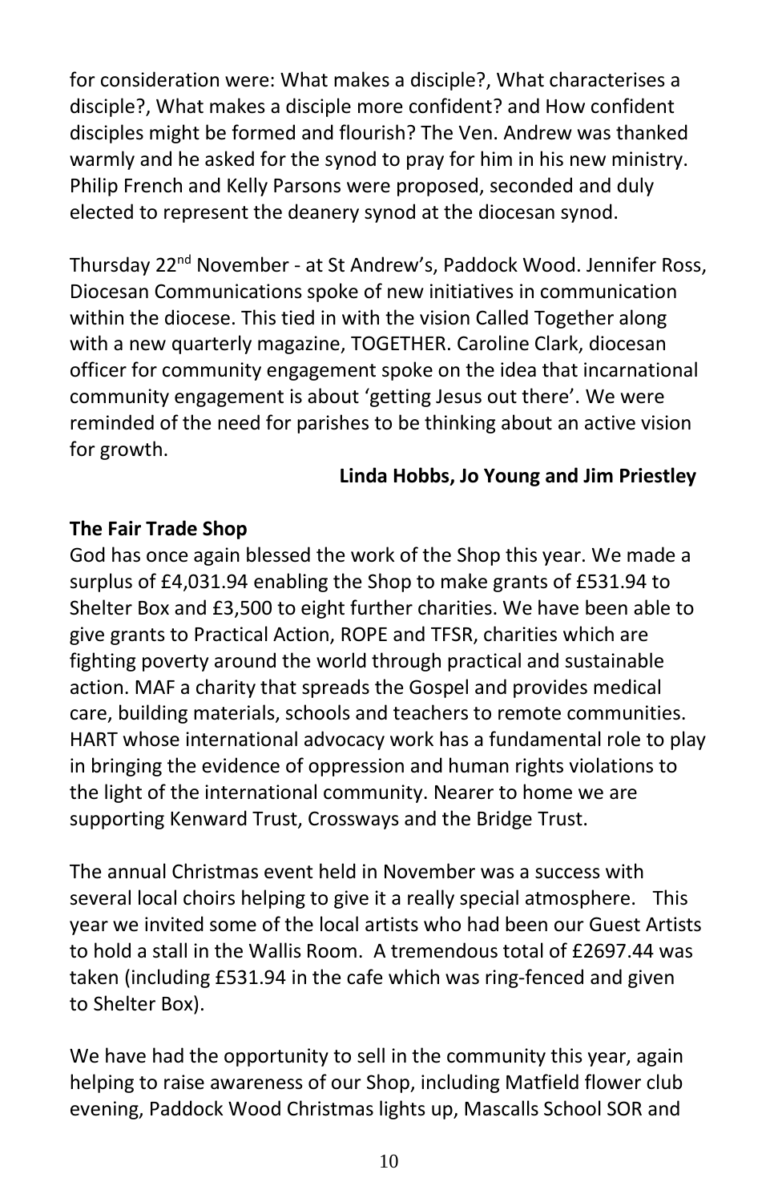for consideration were: What makes a disciple?, What characterises a disciple?, What makes a disciple more confident? and How confident disciples might be formed and flourish? The Ven. Andrew was thanked warmly and he asked for the synod to pray for him in his new ministry. Philip French and Kelly Parsons were proposed, seconded and duly elected to represent the deanery synod at the diocesan synod.

Thursday 22nd November - at St Andrew's, Paddock Wood. Jennifer Ross, Diocesan Communications spoke of new initiatives in communication within the diocese. This tied in with the vision Called Together along with a new quarterly magazine, TOGETHER. Caroline Clark, diocesan officer for community engagement spoke on the idea that incarnational community engagement is about 'getting Jesus out there'. We were reminded of the need for parishes to be thinking about an active vision for growth.

**Linda Hobbs, Jo Young and Jim Priestley**

**The Fair Trade Shop**

God has once again blessed the work of the Shop this year. We made a surplus of £4,031.94 enabling the Shop to make grants of £531.94 to Shelter Box and £3,500 to eight further charities. We have been able to give grants to Practical Action, ROPE and TFSR, charities which are fighting poverty around the world through practical and sustainable action. MAF a charity that spreads the Gospel and provides medical care, building materials, schools and teachers to remote communities. HART whose international advocacy work has a fundamental role to play in bringing the evidence of oppression and human rights violations to the light of the international community. Nearer to home we are supporting Kenward Trust, Crossways and the Bridge Trust.

The annual Christmas event held in November was a success with several local choirs helping to give it a really special atmosphere. This year we invited some of the local artists who had been our Guest Artists to hold a stall in the Wallis Room. A tremendous total of £2697.44 was taken (including £531.94 in the cafe which was ring-fenced and given to Shelter Box).

We have had the opportunity to sell in the community this year, again helping to raise awareness of our Shop, including Matfield flower club evening, Paddock Wood Christmas lights up, Mascalls School SOR and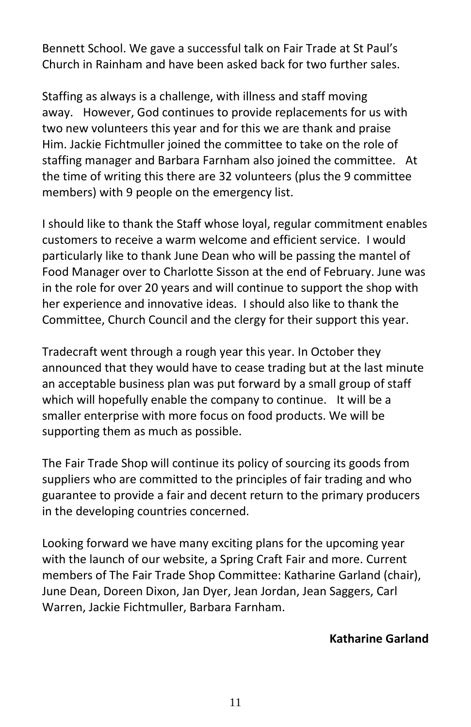Bennett School. We gave a successful talk on Fair Trade at St Paul's Church in Rainham and have been asked back for two further sales.

Staffing as always is a challenge, with illness and staff moving away. However, God continues to provide replacements for us with two new volunteers this year and for this we are thank and praise Him. Jackie Fichtmuller joined the committee to take on the role of staffing manager and Barbara Farnham also joined the committee. At the time of writing this there are 32 volunteers (plus the 9 committee members) with 9 people on the emergency list.

I should like to thank the Staff whose loyal, regular commitment enables customers to receive a warm welcome and efficient service. I would particularly like to thank June Dean who will be passing the mantel of Food Manager over to Charlotte Sisson at the end of February. June was in the role for over 20 years and will continue to support the shop with her experience and innovative ideas. I should also like to thank the Committee, Church Council and the clergy for their support this year.

Tradecraft went through a rough year this year. In October they announced that they would have to cease trading but at the last minute an acceptable business plan was put forward by a small group of staff which will hopefully enable the company to continue. It will be a smaller enterprise with more focus on food products. We will be supporting them as much as possible.

The Fair Trade Shop will continue its policy of sourcing its goods from suppliers who are committed to the principles of fair trading and who guarantee to provide a fair and decent return to the primary producers in the developing countries concerned.

Looking forward we have many exciting plans for the upcoming year with the launch of our website, a Spring Craft Fair and more. Current members of The Fair Trade Shop Committee: Katharine Garland (chair), June Dean, Doreen Dixon, Jan Dyer, Jean Jordan, Jean Saggers, Carl Warren, Jackie Fichtmuller, Barbara Farnham.

**Katharine Garland**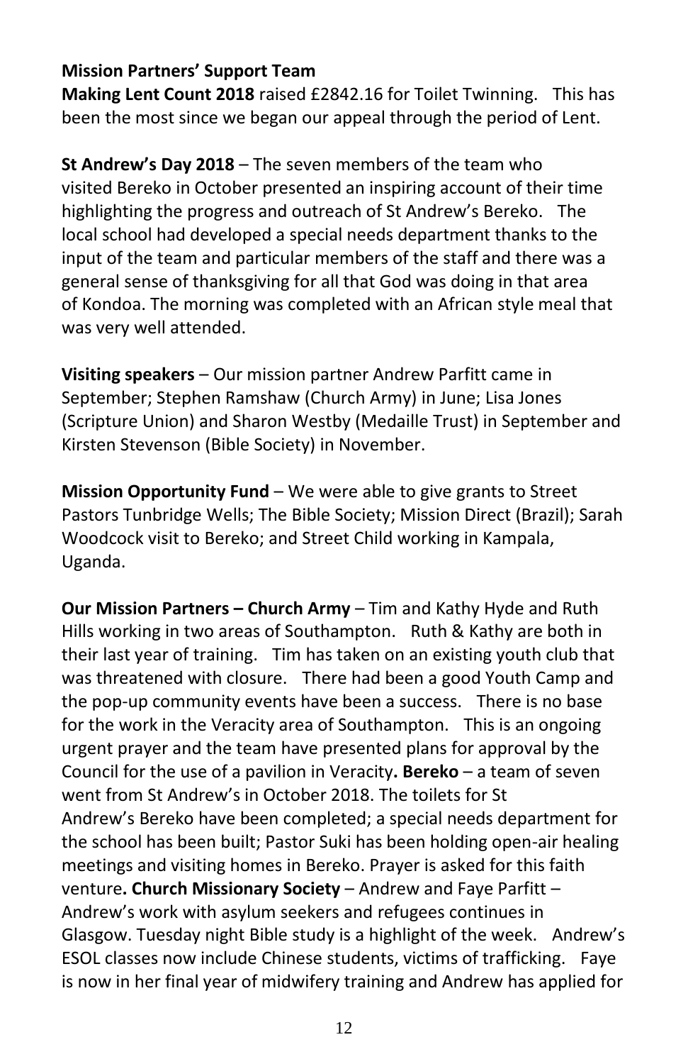**Mission Partners' Support Team**

**Making Lent Count 2018** raised £2842.16 for Toilet Twinning. This has been the most since we began our appeal through the period of Lent.

**St Andrew's Day 2018** – The seven members of the team who visited Bereko in October presented an inspiring account of their time highlighting the progress and outreach of St Andrew's Bereko. The local school had developed a special needs department thanks to the input of the team and particular members of the staff and there was a general sense of thanksgiving for all that God was doing in that area of Kondoa. The morning was completed with an African style meal that was very well attended.

**Visiting speakers** – Our mission partner Andrew Parfitt came in September; Stephen Ramshaw (Church Army) in June; Lisa Jones (Scripture Union) and Sharon Westby (Medaille Trust) in September and Kirsten Stevenson (Bible Society) in November.

**Mission Opportunity Fund** – We were able to give grants to Street Pastors Tunbridge Wells; The Bible Society; Mission Direct (Brazil); Sarah Woodcock visit to Bereko; and Street Child working in Kampala, Uganda.

**Our Mission Partners – Church Army** – Tim and Kathy Hyde and Ruth Hills working in two areas of Southampton. Ruth & Kathy are both in their last year of training. Tim has taken on an existing youth club that was threatened with closure. There had been a good Youth Camp and the pop-up community events have been a success. There is no base for the work in the Veracity area of Southampton. This is an ongoing urgent prayer and the team have presented plans for approval by the Council for the use of a pavilion in Veracity**. Bereko** – a team of seven went from St Andrew's in October 2018. The toilets for St Andrew's Bereko have been completed; a special needs department for the school has been built; Pastor Suki has been holding open-air healing meetings and visiting homes in Bereko. Prayer is asked for this faith venture**. Church Missionary Society** – Andrew and Faye Parfitt – Andrew's work with asylum seekers and refugees continues in Glasgow. Tuesday night Bible study is a highlight of the week. Andrew's ESOL classes now include Chinese students, victims of trafficking. Faye is now in her final year of midwifery training and Andrew has applied for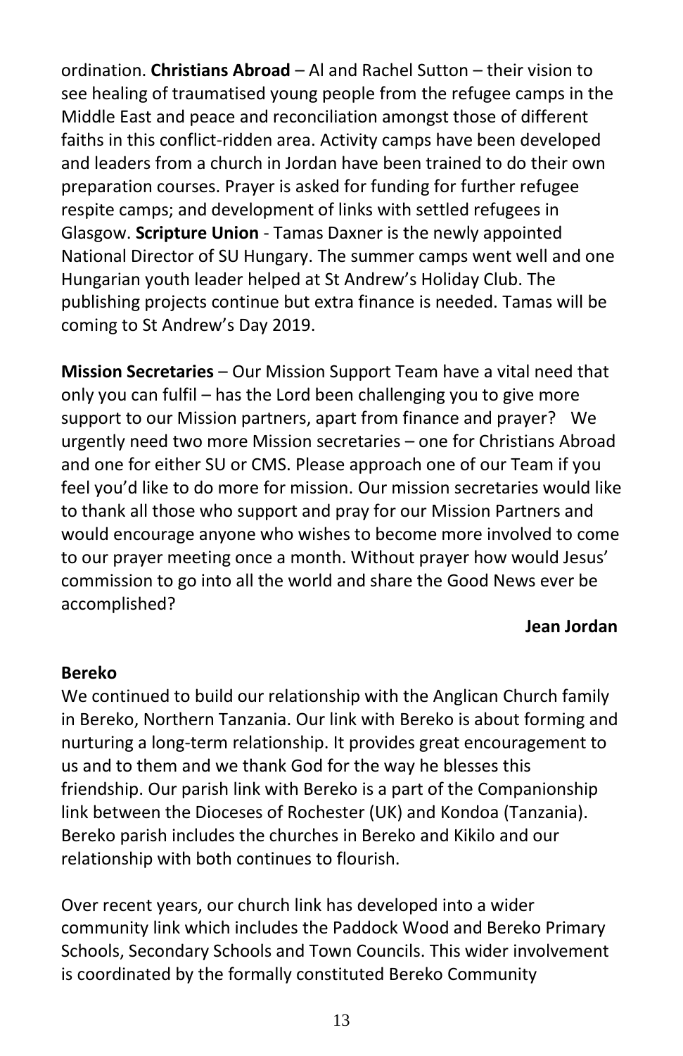ordination. **Christians Abroad** – Al and Rachel Sutton – their vision to see healing of traumatised young people from the refugee camps in the Middle East and peace and reconciliation amongst those of different faiths in this conflict-ridden area. Activity camps have been developed and leaders from a church in Jordan have been trained to do their own preparation courses. Prayer is asked for funding for further refugee respite camps; and development of links with settled refugees in Glasgow. **Scripture Union** - Tamas Daxner is the newly appointed National Director of SU Hungary. The summer camps went well and one Hungarian youth leader helped at St Andrew's Holiday Club. The publishing projects continue but extra finance is needed. Tamas will be coming to St Andrew's Day 2019.

**Mission Secretaries** – Our Mission Support Team have a vital need that only you can fulfil – has the Lord been challenging you to give more support to our Mission partners, apart from finance and prayer? We urgently need two more Mission secretaries – one for Christians Abroad and one for either SU or CMS. Please approach one of our Team if you feel you'd like to do more for mission. Our mission secretaries would like to thank all those who support and pray for our Mission Partners and would encourage anyone who wishes to become more involved to come to our prayer meeting once a month. Without prayer how would Jesus' commission to go into all the world and share the Good News ever be accomplished?

**Jean Jordan**

**Bereko**

We continued to build our relationship with the Anglican Church family in Bereko, Northern Tanzania. Our link with Bereko is about forming and nurturing a long-term relationship. It provides great encouragement to us and to them and we thank God for the way he blesses this friendship. Our parish link with Bereko is a part of the Companionship link between the Dioceses of Rochester (UK) and Kondoa (Tanzania). Bereko parish includes the churches in Bereko and Kikilo and our relationship with both continues to flourish.

Over recent years, our church link has developed into a wider community link which includes the Paddock Wood and Bereko Primary Schools, Secondary Schools and Town Councils. This wider involvement is coordinated by the formally constituted Bereko Community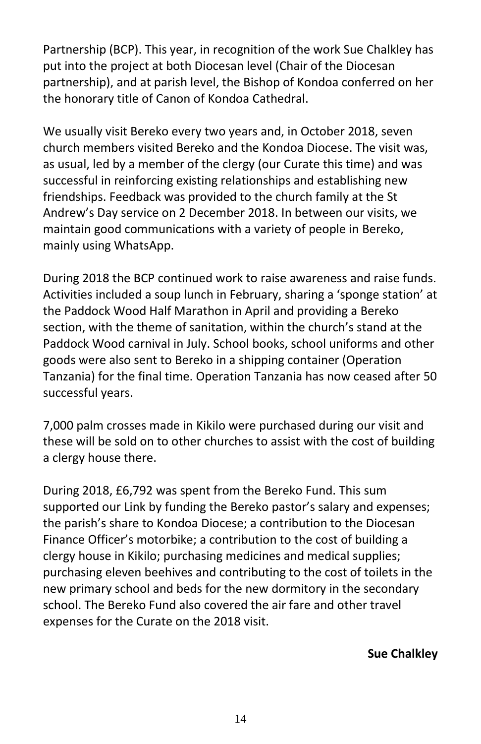Partnership (BCP). This year, in recognition of the work Sue Chalkley has put into the project at both Diocesan level (Chair of the Diocesan partnership), and at parish level, the Bishop of Kondoa conferred on her the honorary title of Canon of Kondoa Cathedral.

We usually visit Bereko every two years and, in October 2018, seven church members visited Bereko and the Kondoa Diocese. The visit was, as usual, led by a member of the clergy (our Curate this time) and was successful in reinforcing existing relationships and establishing new friendships. Feedback was provided to the church family at the St Andrew's Day service on 2 December 2018. In between our visits, we maintain good communications with a variety of people in Bereko, mainly using WhatsApp.

During 2018 the BCP continued work to raise awareness and raise funds. Activities included a soup lunch in February, sharing a 'sponge station' at the Paddock Wood Half Marathon in April and providing a Bereko section, with the theme of sanitation, within the church's stand at the Paddock Wood carnival in July. School books, school uniforms and other goods were also sent to Bereko in a shipping container (Operation Tanzania) for the final time. Operation Tanzania has now ceased after 50 successful years.

7,000 palm crosses made in Kikilo were purchased during our visit and these will be sold on to other churches to assist with the cost of building a clergy house there.

During 2018, £6,792 was spent from the Bereko Fund. This sum supported our Link by funding the Bereko pastor's salary and expenses; the parish's share to Kondoa Diocese; a contribution to the Diocesan Finance Officer's motorbike; a contribution to the cost of building a clergy house in Kikilo; purchasing medicines and medical supplies; purchasing eleven beehives and contributing to the cost of toilets in the new primary school and beds for the new dormitory in the secondary school. The Bereko Fund also covered the air fare and other travel expenses for the Curate on the 2018 visit.

**Sue Chalkley**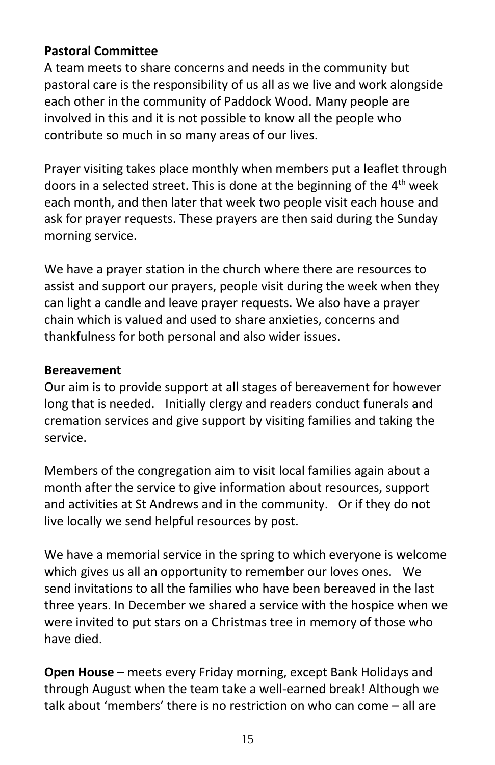**Pastoral Committee**

A team meets to share concerns and needs in the community but pastoral care is the responsibility of us all as we live and work alongside each other in the community of Paddock Wood. Many people are involved in this and it is not possible to know all the people who contribute so much in so many areas of our lives.

Prayer visiting takes place monthly when members put a leaflet through doors in a selected street. This is done at the beginning of the 4th week each month, and then later that week two people visit each house and ask for prayer requests. These prayers are then said during the Sunday morning service.

We have a prayer station in the church where there are resources to assist and support our prayers, people visit during the week when they can light a candle and leave prayer requests. We also have a prayer chain which is valued and used to share anxieties, concerns and thankfulness for both personal and also wider issues.

**Bereavement**

Our aim is to provide support at all stages of bereavement for however long that is needed. Initially clergy and readers conduct funerals and cremation services and give support by visiting families and taking the service.

Members of the congregation aim to visit local families again about a month after the service to give information about resources, support and activities at St Andrews and in the community. Or if they do not live locally we send helpful resources by post.

We have a memorial service in the spring to which everyone is welcome which gives us all an opportunity to remember our loves ones. We send invitations to all the families who have been bereaved in the last three years. In December we shared a service with the hospice when we were invited to put stars on a Christmas tree in memory of those who have died.

**Open House** – meets every Friday morning, except Bank Holidays and through August when the team take a well-earned break! Although we talk about 'members' there is no restriction on who can come – all are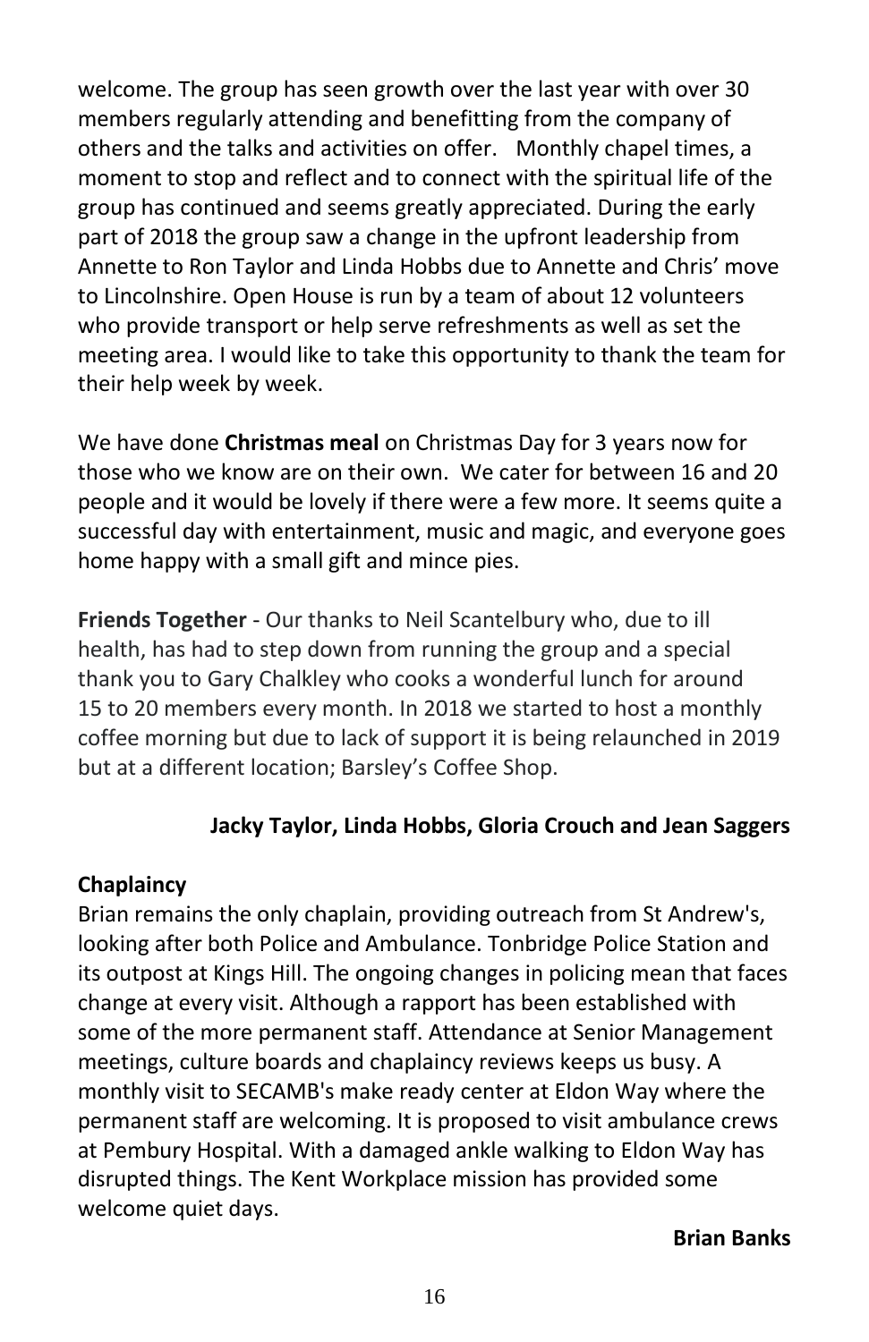welcome. The group has seen growth over the last year with over 30 members regularly attending and benefitting from the company of others and the talks and activities on offer. Monthly chapel times, a moment to stop and reflect and to connect with the spiritual life of the group has continued and seems greatly appreciated. During the early part of 2018 the group saw a change in the upfront leadership from Annette to Ron Taylor and Linda Hobbs due to Annette and Chris' move to Lincolnshire. Open House is run by a team of about 12 volunteers who provide transport or help serve refreshments as well as set the meeting area. I would like to take this opportunity to thank the team for their help week by week.

We have done **Christmas meal** on Christmas Day for 3 years now for those who we know are on their own. We cater for between 16 and 20 people and it would be lovely if there were a few more. It seems quite a successful day with entertainment, music and magic, and everyone goes home happy with a small gift and mince pies.

**Friends Together** - Our thanks to Neil Scantelbury who, due to ill health, has had to step down from running the group and a special thank you to Gary Chalkley who cooks a wonderful lunch for around 15 to 20 members every month. In 2018 we started to host a monthly coffee morning but due to lack of support it is being relaunched in 2019 but at a different location; Barsley's Coffee Shop.

**Jacky Taylor, Linda Hobbs, Gloria Crouch and Jean Saggers**

## Chaplaincy

Brian remains the only chaplain, providing outreach from St Andrew's, looking after both Police and Ambulance. Tonbridge Police Station and its outpost at Kings Hill. The ongoing changes in policing mean that faces change at every visit. Although a rapport has been established with some of the more permanent staff. Attendance at Senior Management meetings, culture boards and chaplaincy reviews keeps us busy. A monthly visit to SECAMB's make ready center at Eldon Way where the permanent staff are welcoming. It is proposed to visit ambulance crews at Pembury Hospital. With a damaged ankle walking to Eldon Way has disrupted things. The Kent Workplace mission has provided some welcome quiet days.

**Brian Banks**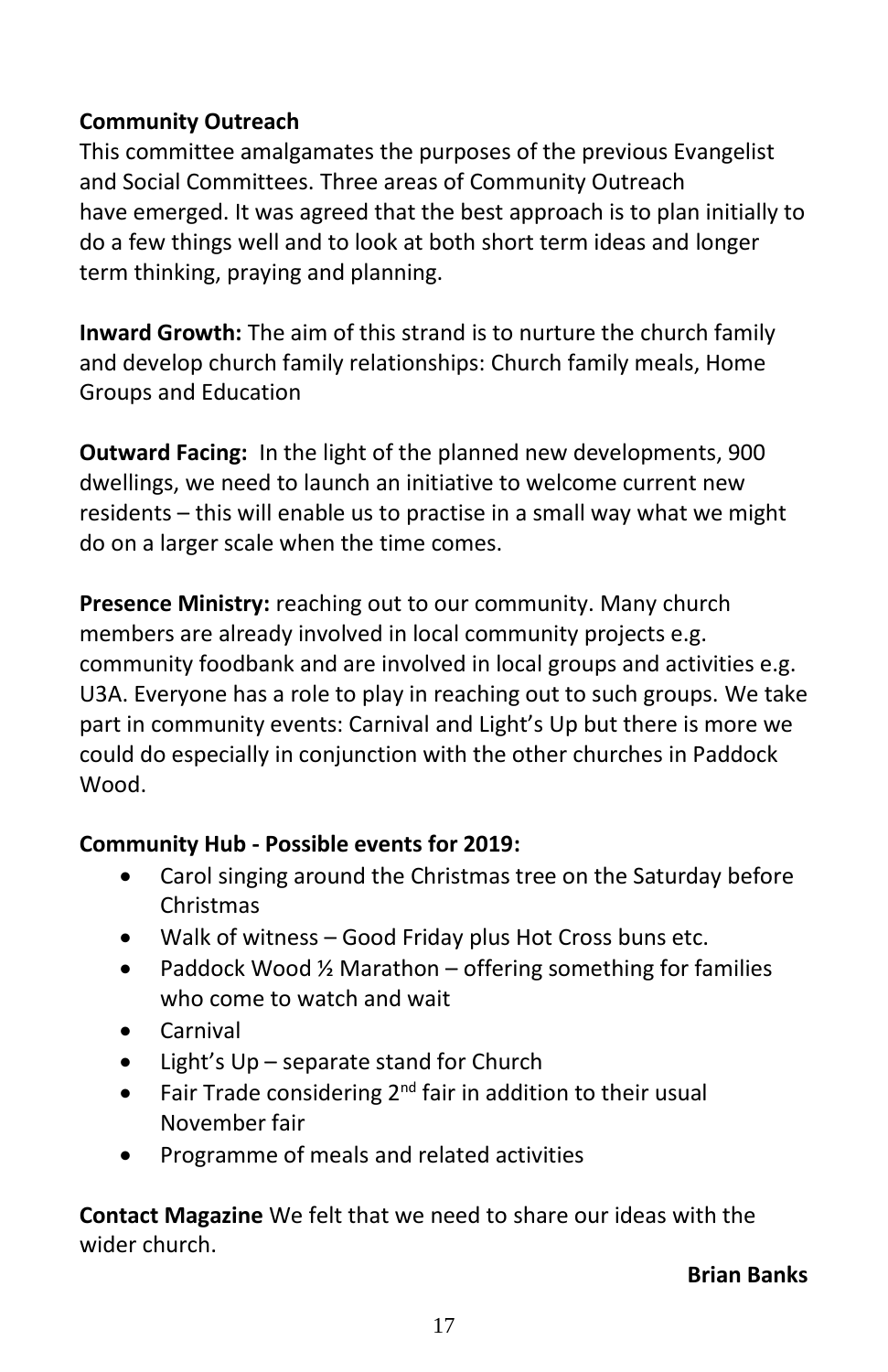**Community Outreach**

This committee amalgamates the purposes of the previous Evangelist and Social Committees. Three areas of Community Outreach have emerged. It was agreed that the best approach is to plan initially to do a few things well and to look at both short term ideas and longer term thinking, praying and planning.

**Inward Growth:** The aim of this strand is to nurture the church family and develop church family relationships: Church family meals, Home Groups and Education

**Outward Facing:** In the light of the planned new developments, 900 dwellings, we need to launch an initiative to welcome current new residents – this will enable us to practise in a small way what we might do on a larger scale when the time comes.

**Presence Ministry:** reaching out to our community. Many church members are already involved in local community projects e.g. community foodbank and are involved in local groups and activities e.g. U3A. Everyone has a role to play in reaching out to such groups. We take part in community events: Carnival and Light's Up but there is more we could do especially in conjunction with the other churches in Paddock Wood.

**Community Hub - Possible events for 2019:**

- Carol singing around the Christmas tree on the Saturday before Christmas
- Walk of witness – Good Friday plus Hot Cross buns etc.
- Paddock Wood ½ Marathon – offering something for families who come to watch and wait
- Carnival
- Light's Up – separate stand for Church
- Fair Trade considering 2nd fair in addition to their usual November fair
- Programme of meals and related activities

**Contact Magazine** We felt that we need to share our ideas with the wider church.

**Brian Banks**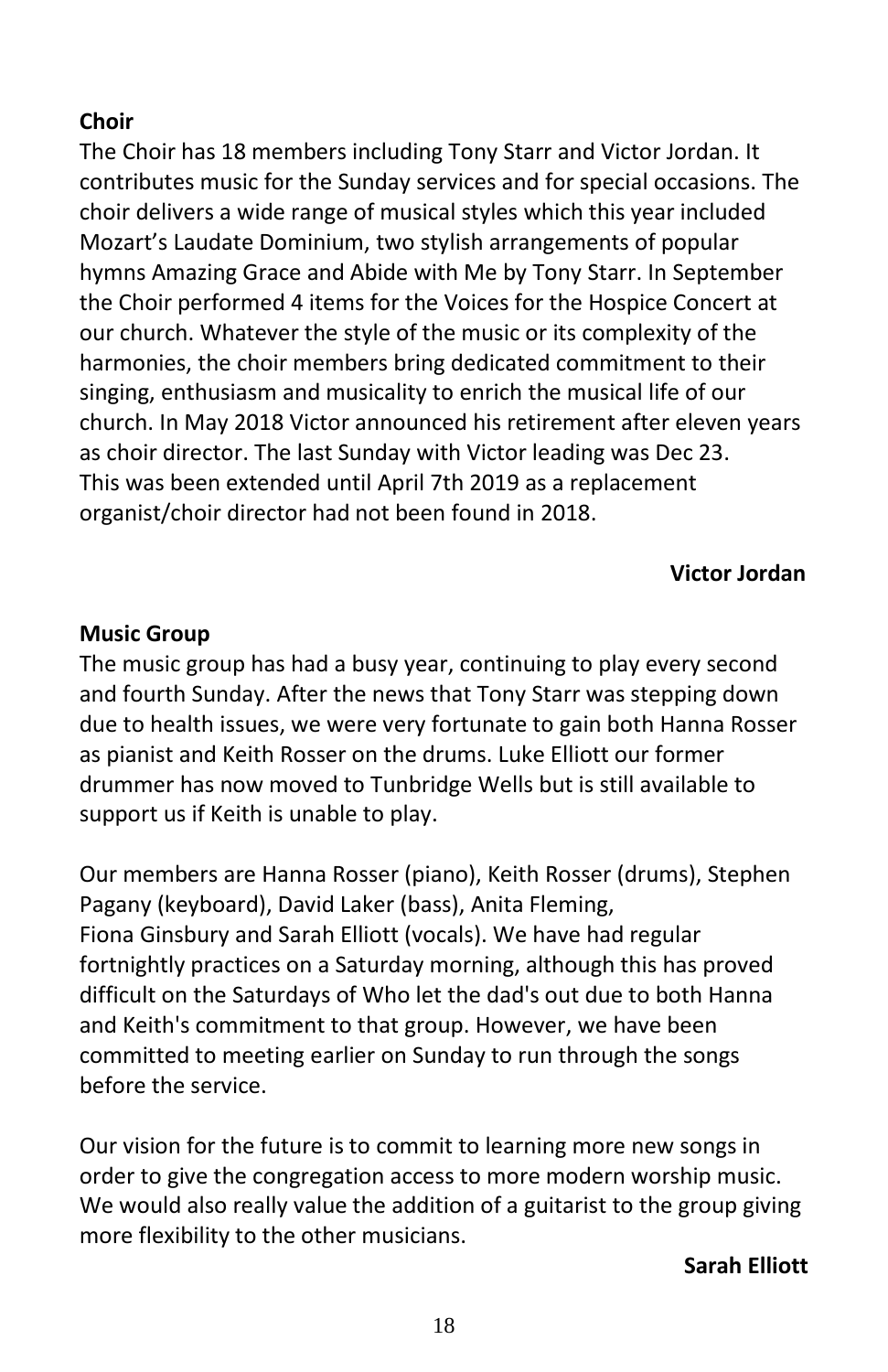**Choir**

The Choir has 18 members including Tony Starr and Victor Jordan. It contributes music for the Sunday services and for special occasions. The choir delivers a wide range of musical styles which this year included Mozart's Laudate Dominium, two stylish arrangements of popular hymns Amazing Grace and Abide with Me by Tony Starr. In September the Choir performed 4 items for the Voices for the Hospice Concert at our church. Whatever the style of the music or its complexity of the harmonies, the choir members bring dedicated commitment to their singing, enthusiasm and musicality to enrich the musical life of our church. In May 2018 Victor announced his retirement after eleven years as choir director. The last Sunday with Victor leading was Dec 23. This was been extended until April 7th 2019 as a replacement organist/choir director had not been found in 2018.

**Victor Jordan**

**Music Group**

The music group has had a busy year, continuing to play every second and fourth Sunday. After the news that Tony Starr was stepping down due to health issues, we were very fortunate to gain both Hanna Rosser as pianist and Keith Rosser on the drums. Luke Elliott our former drummer has now moved to Tunbridge Wells but is still available to support us if Keith is unable to play.

Our members are Hanna Rosser (piano), Keith Rosser (drums), Stephen Pagany (keyboard), David Laker (bass), Anita Fleming, Fiona Ginsbury and Sarah Elliott (vocals). We have had regular fortnightly practices on a Saturday morning, although this has proved difficult on the Saturdays of Who let the dad's out due to both Hanna and Keith's commitment to that group. However, we have been committed to meeting earlier on Sunday to run through the songs before the service.

Our vision for the future is to commit to learning more new songs in order to give the congregation access to more modern worship music. We would also really value the addition of a guitarist to the group giving more flexibility to the other musicians.

**Sarah Elliott**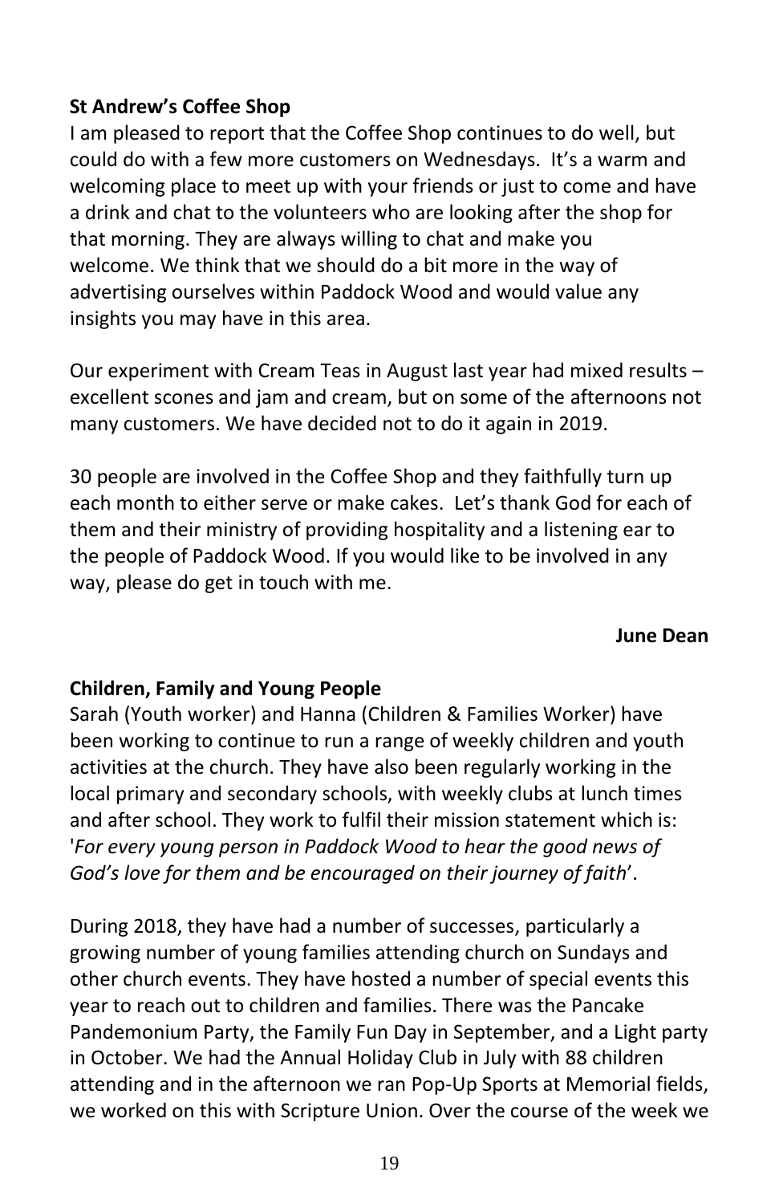**St Andrew's Coffee Shop**

I am pleased to report that the Coffee Shop continues to do well, but could do with a few more customers on Wednesdays. It's a warm and welcoming place to meet up with your friends or just to come and have a drink and chat to the volunteers who are looking after the shop for that morning. They are always willing to chat and make you welcome. We think that we should do a bit more in the way of advertising ourselves within Paddock Wood and would value any insights you may have in this area.

Our experiment with Cream Teas in August last year had mixed results – excellent scones and jam and cream, but on some of the afternoons not many customers. We have decided not to do it again in 2019.

30 people are involved in the Coffee Shop and they faithfully turn up each month to either serve or make cakes. Let's thank God for each of them and their ministry of providing hospitality and a listening ear to the people of Paddock Wood. If you would like to be involved in any way, please do get in touch with me.

**June Dean**

**Children, Family and Young People**

Sarah (Youth worker) and Hanna (Children & Families Worker) have been working to continue to run a range of weekly children and youth activities at the church. They have also been regularly working in the local primary and secondary schools, with weekly clubs at lunch times and after school. They work to fulfil their mission statement which is: '*For every young person in Paddock Wood to hear the good news of God's love for them and be encouraged on their journey of faith*'.

During 2018, they have had a number of successes, particularly a growing number of young families attending church on Sundays and other church events. They have hosted a number of special events this year to reach out to children and families. There was the Pancake Pandemonium Party, the Family Fun Day in September, and a Light party in October. We had the Annual Holiday Club in July with 88 children attending and in the afternoon we ran Pop-Up Sports at Memorial fields, we worked on this with Scripture Union. Over the course of the week we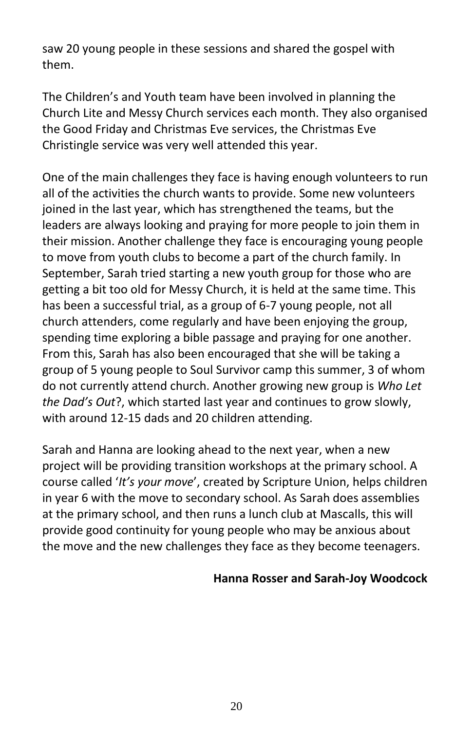saw 20 young people in these sessions and shared the gospel with them.

The Children's and Youth team have been involved in planning the Church Lite and Messy Church services each month. They also organised the Good Friday and Christmas Eve services, the Christmas Eve Christingle service was very well attended this year.

One of the main challenges they face is having enough volunteers to run all of the activities the church wants to provide. Some new volunteers joined in the last year, which has strengthened the teams, but the leaders are always looking and praying for more people to join them in their mission. Another challenge they face is encouraging young people to move from youth clubs to become a part of the church family. In September, Sarah tried starting a new youth group for those who are getting a bit too old for Messy Church, it is held at the same time. This has been a successful trial, as a group of 6-7 young people, not all church attenders, come regularly and have been enjoying the group, spending time exploring a bible passage and praying for one another. From this, Sarah has also been encouraged that she will be taking a group of 5 young people to Soul Survivor camp this summer, 3 of whom do not currently attend church. Another growing new group is *Who Let the Dad's Out*?, which started last year and continues to grow slowly, with around 12-15 dads and 20 children attending.

Sarah and Hanna are looking ahead to the next year, when a new project will be providing transition workshops at the primary school. A course called '*It's your move*', created by Scripture Union, helps children in year 6 with the move to secondary school. As Sarah does assemblies at the primary school, and then runs a lunch club at Mascalls, this will provide good continuity for young people who may be anxious about the move and the new challenges they face as they become teenagers.

**Hanna Rosser and Sarah-Joy Woodcock**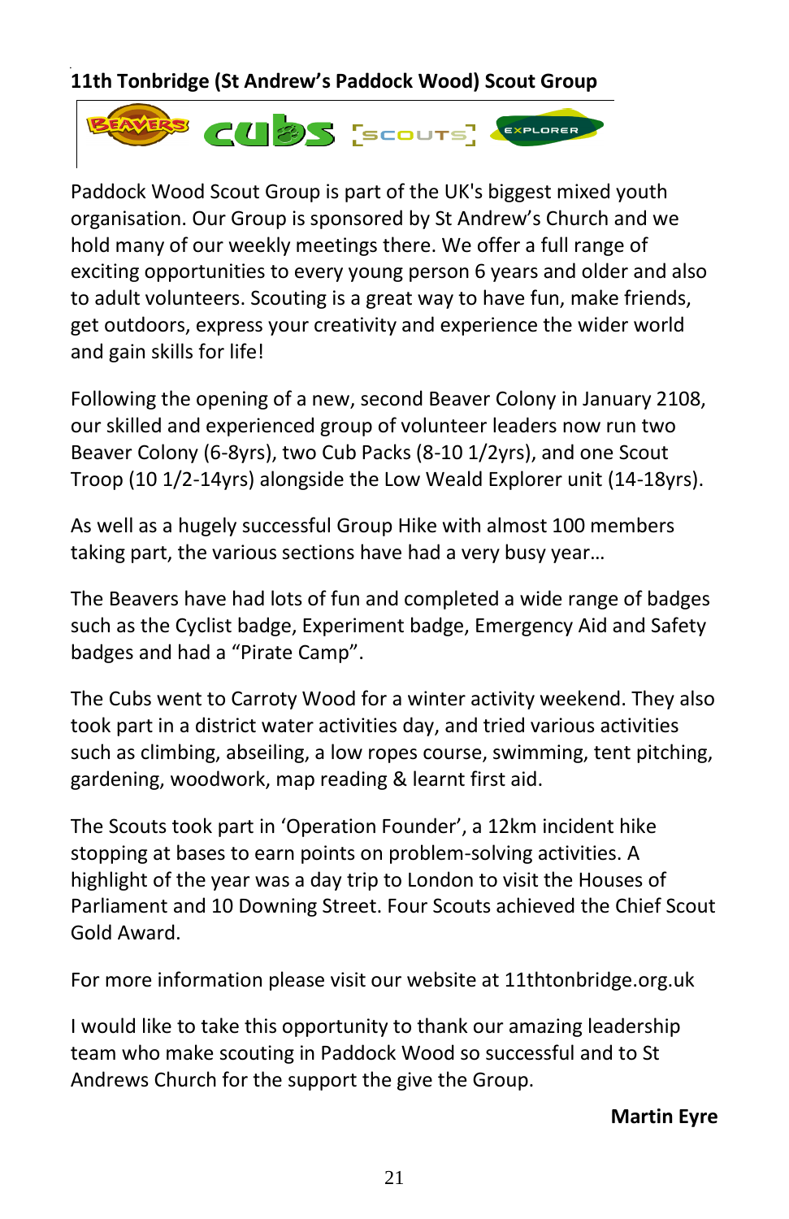**11th Tonbridge (St Andrew's Paddock Wood) Scout Group**

Paddock Wood Scout Group is part of the UK's biggest mixed youth organisation. Our Group is sponsored by St Andrew's Church and we hold many of our weekly meetings there. We offer a full range of exciting opportunities to every young person 6 years and older and also to adult volunteers. Scouting is a great way to have fun, make friends, get outdoors, express your creativity and experience the wider world and gain skills for life!

Following the opening of a new, second Beaver Colony in January 2108, our skilled and experienced group of volunteer leaders now run two Beaver Colony (6-8yrs), two Cub Packs (8-10 1/2yrs), and one Scout Troop (10 1/2-14yrs) alongside the Low Weald Explorer unit (14-18yrs).

As well as a hugely successful Group Hike with almost 100 members taking part, the various sections have had a very busy year…

The Beavers have had lots of fun and completed a wide range of badges such as the Cyclist badge, Experiment badge, Emergency Aid and Safety badges and had a "Pirate Camp".

The Cubs went to Carroty Wood for a winter activity weekend. They also took part in a district water activities day, and tried various activities such as climbing, abseiling, a low ropes course, swimming, tent pitching, gardening, woodwork, map reading & learnt first aid.

The Scouts took part in 'Operation Founder', a 12km incident hike stopping at bases to earn points on problem-solving activities. A highlight of the year was a day trip to London to visit the Houses of Parliament and 10 Downing Street. Four Scouts achieved the Chief Scout Gold Award.

For more information please visit our website at 11thtonbridge.org.uk

I would like to take this opportunity to thank our amazing leadership team who make scouting in Paddock Wood so successful and to St Andrews Church for the support the give the Group.

**Martin Eyre**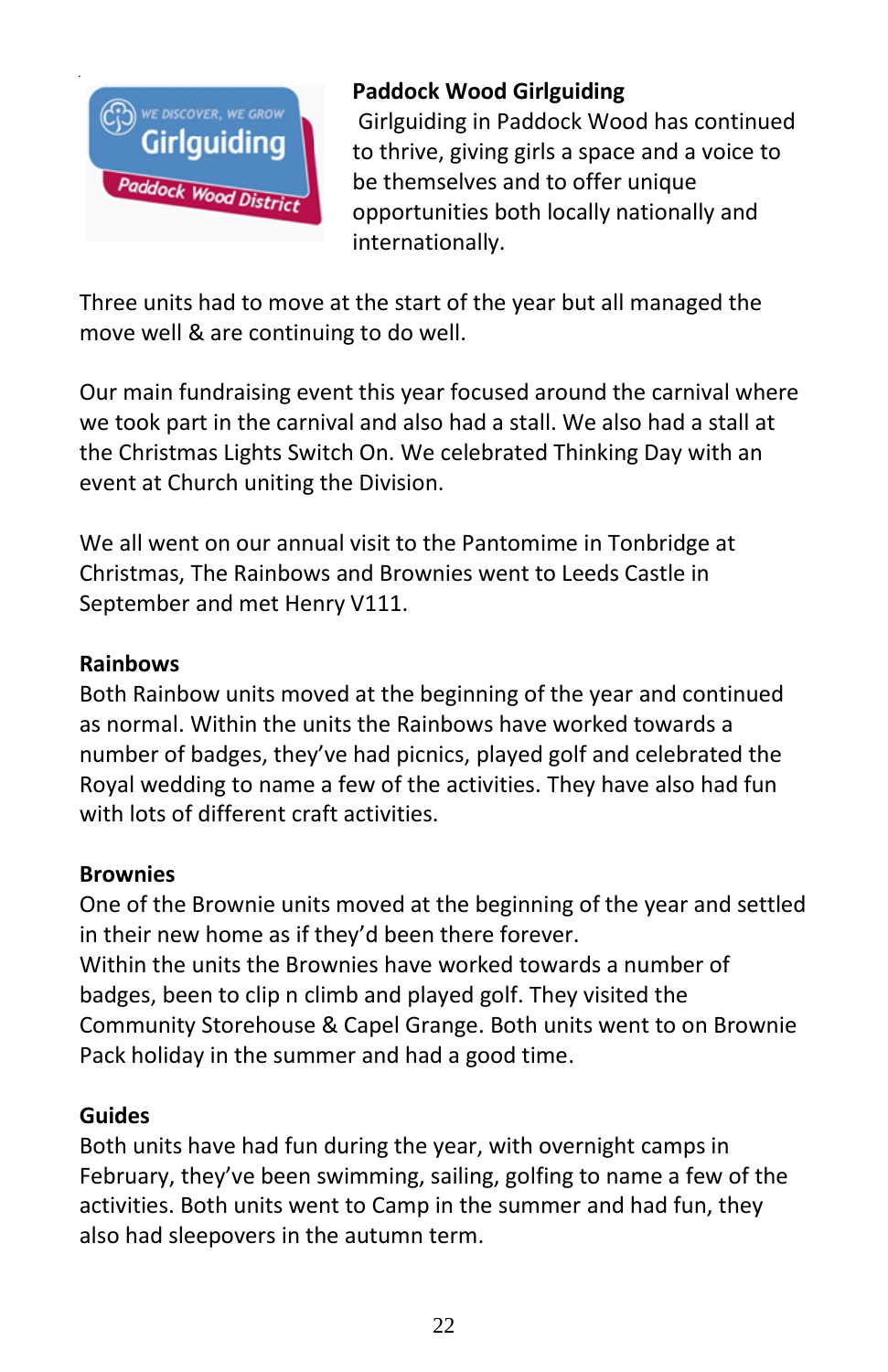## Paddock Wood Girlguiding

Girlguiding in Paddock Wood has continued to thrive, giving girls a space and a voice to be themselves and to offer unique opportunities both locally nationally and internationally.

Three units had to move at the start of the year but all managed the move well & are continuing to do well.

Our main fundraising event this year focused around the carnival where we took part in the carnival and also had a stall. We also had a stall at the Christmas Lights Switch On. We celebrated Thinking Day with an event at Church uniting the Division.

We all went on our annual visit to the Pantomime in Tonbridge at Christmas, The Rainbows and Brownies went to Leeds Castle in September and met Henry V111.

### Rainbows

Both Rainbow units moved at the beginning of the year and continued as normal. Within the units the Rainbows have worked towards a number of badges, they've had picnics, played golf and celebrated the Royal wedding to name a few of the activities. They have also had fun with lots of different craft activities.

### Brownies

One of the Brownie units moved at the beginning of the year and settled in their new home as if they'd been there forever.
Within the units the Brownies have worked towards a number of badges, been to clip n climb and played golf. They visited the Community Storehouse & Capel Grange. Both units went to on Brownie Pack holiday in the summer and had a good time.

### Guides

Both units have had fun during the year, with overnight camps in February, they've been swimming, sailing, golfing to name a few of the activities. Both units went to Camp in the summer and had fun, they also had sleepovers in the autumn term.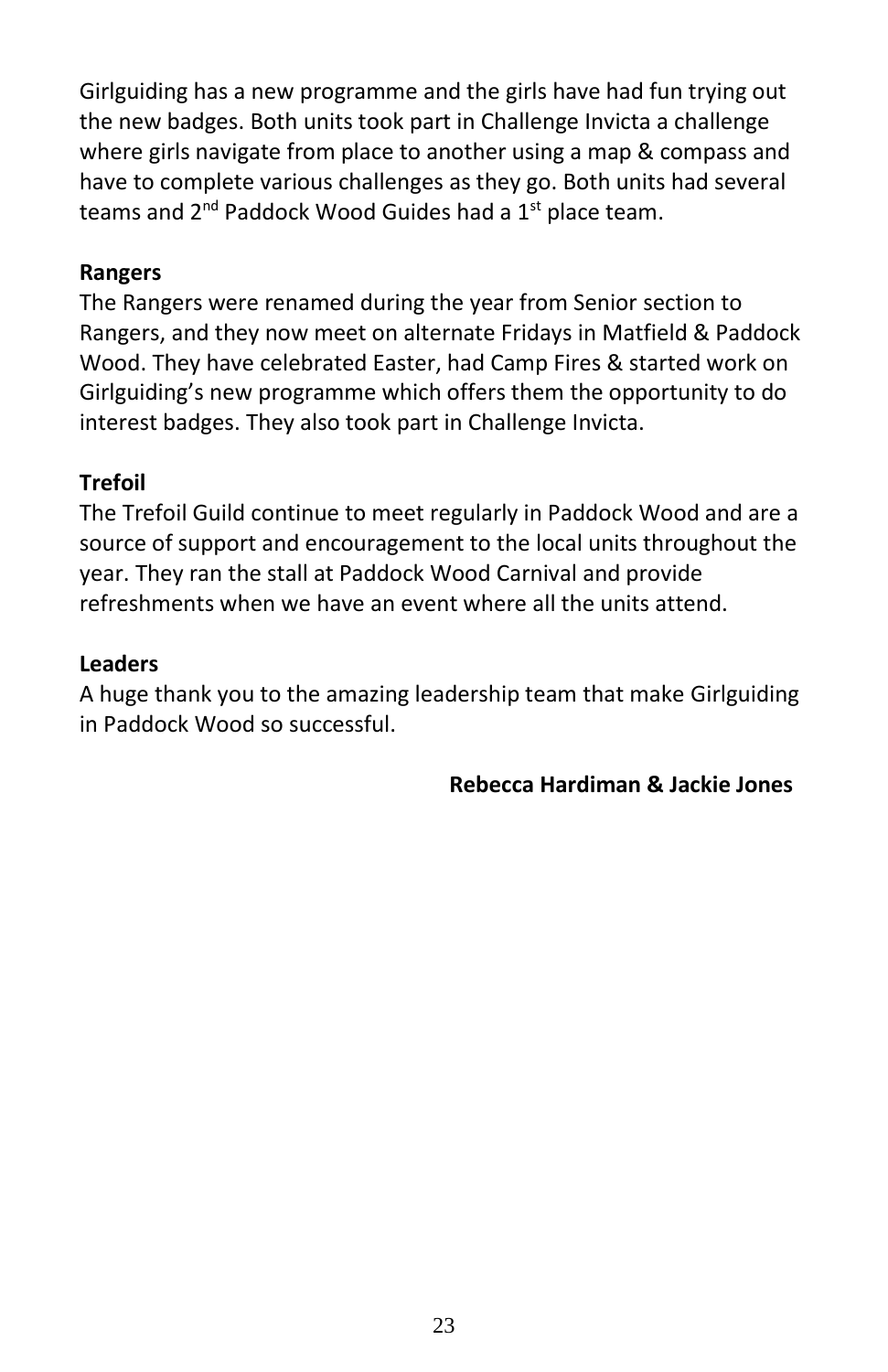Girlguiding has a new programme and the girls have had fun trying out the new badges. Both units took part in Challenge Invicta a challenge where girls navigate from place to another using a map & compass and have to complete various challenges as they go. Both units had several teams and 2nd Paddock Wood Guides had a 1st place team.

**Rangers**

The Rangers were renamed during the year from Senior section to Rangers, and they now meet on alternate Fridays in Matfield & Paddock Wood. They have celebrated Easter, had Camp Fires & started work on Girlguiding's new programme which offers them the opportunity to do interest badges. They also took part in Challenge Invicta.

**Trefoil**

The Trefoil Guild continue to meet regularly in Paddock Wood and are a source of support and encouragement to the local units throughout the year. They ran the stall at Paddock Wood Carnival and provide refreshments when we have an event where all the units attend.

**Leaders**

A huge thank you to the amazing leadership team that make Girlguiding in Paddock Wood so successful.

**Rebecca Hardiman & Jackie Jones**